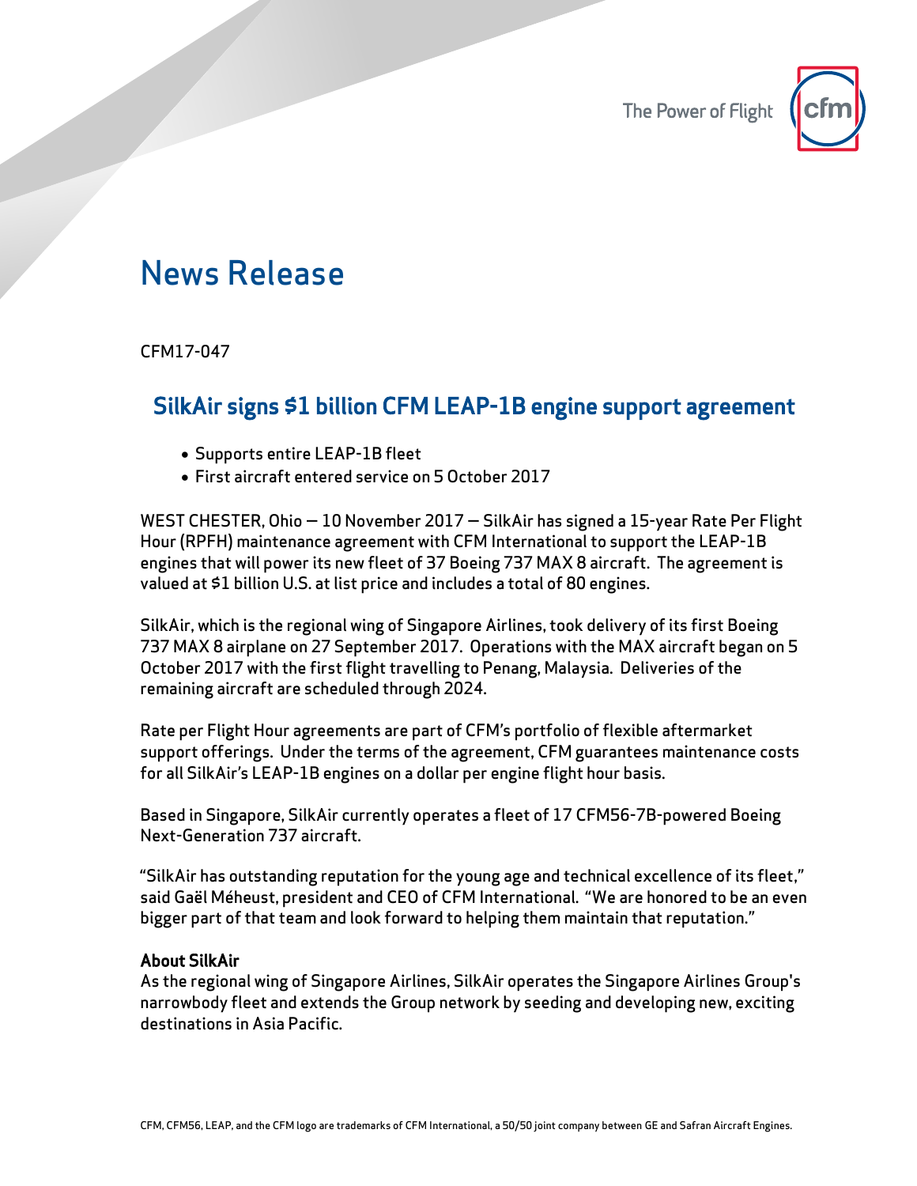The Power of Flight

# News Release

CFM17-047

## SilkAir signs $1 billion CFM LEAP-1B engine support agreement

- Supports entire LEAP-1B fleet
- First aircraft entered service on 5 October 2017

WEST CHESTER, Ohio — 10 November 2017 — SilkAir has signed a 15-year Rate Per Flight Hour (RPFH) maintenance agreement with CFM International to support the LEAP-1B engines that will power its new fleet of 37 Boeing 737 MAX 8 aircraft. The agreement is valued at $1 billion U.S. at list price and includes a total of 80 engines.

SilkAir, which is the regional wing of Singapore Airlines, took delivery of its first Boeing 737 MAX 8 airplane on 27 September 2017. Operations with the MAX aircraft began on 5 October 2017 with the first flight travelling to Penang, Malaysia. Deliveries of the remaining aircraft are scheduled through 2024.

Rate per Flight Hour agreements are part of CFM's portfolio of flexible aftermarket support offerings. Under the terms of the agreement, CFM guarantees maintenance costs for all SilkAir's LEAP-1B engines on a dollar per engine flight hour basis.

Based in Singapore, SilkAir currently operates a fleet of 17 CFM56-7B-powered Boeing Next-Generation 737 aircraft.

"SilkAir has outstanding reputation for the young age and technical excellence of its fleet," said Gaël Méheust, president and CEO of CFM International. "We are honored to be an even bigger part of that team and look forward to helping them maintain that reputation."

**About SilkAir**

As the regional wing of Singapore Airlines, SilkAir operates the Singapore Airlines Group's narrowbody fleet and extends the Group network by seeding and developing new, exciting destinations in Asia Pacific.

CFM, CFM56, LEAP, and the CFM logo are trademarks of CFM International, a 50/50 joint company between GE and Safran Aircraft Engines.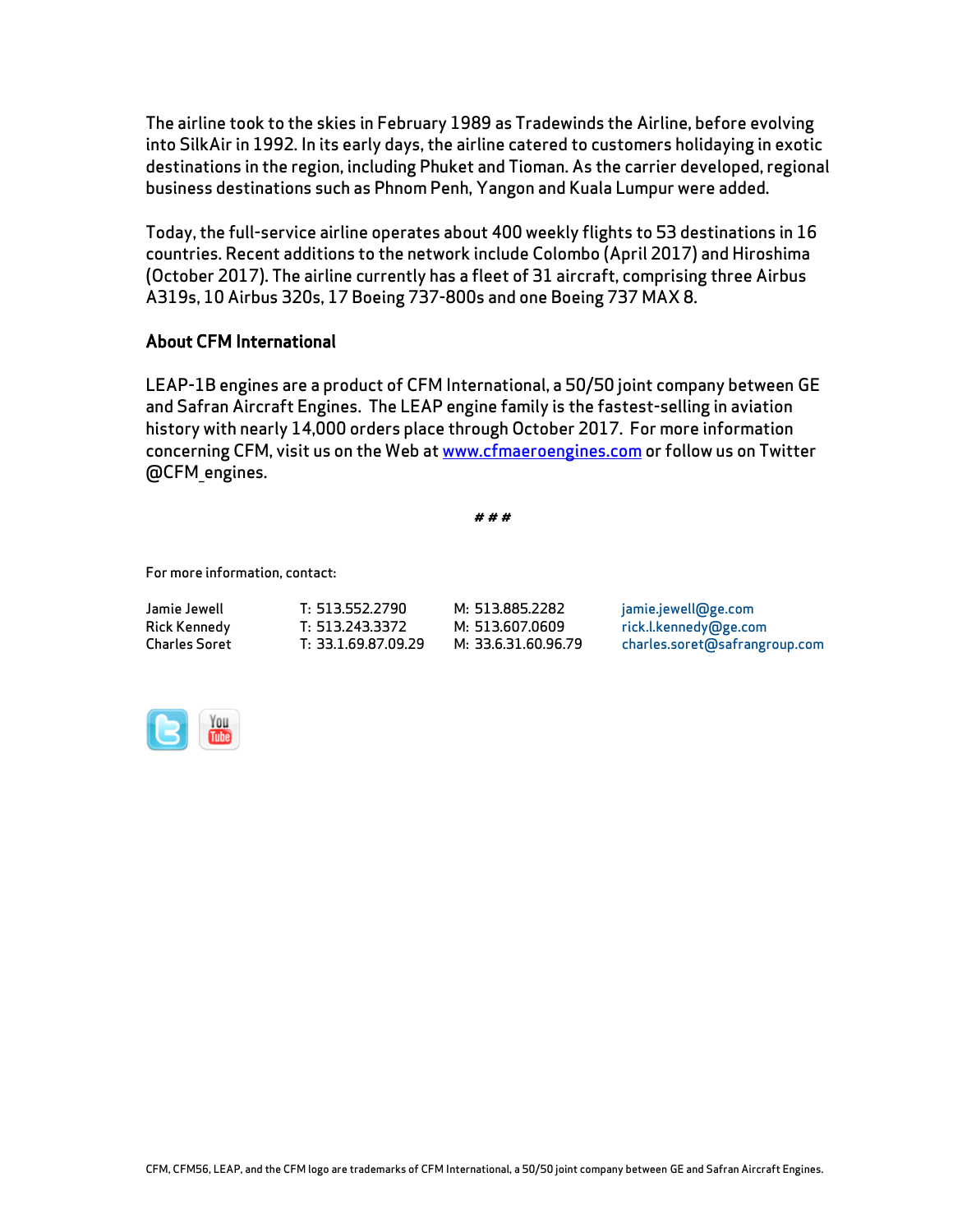The airline took to the skies in February 1989 as Tradewinds the Airline, before evolving into SilkAir in 1992. In its early days, the airline catered to customers holidaying in exotic destinations in the region, including Phuket and Tioman. As the carrier developed, regional business destinations such as Phnom Penh, Yangon and Kuala Lumpur were added.

Today, the full-service airline operates about 400 weekly flights to 53 destinations in 16 countries. Recent additions to the network include Colombo (April 2017) and Hiroshima (October 2017). The airline currently has a fleet of 31 aircraft, comprising three Airbus A319s, 10 Airbus 320s, 17 Boeing 737-800s and one Boeing 737 MAX 8.

**About CFM International**

LEAP-1B engines are a product of CFM International, a 50/50 joint company between GE and Safran Aircraft Engines. The LEAP engine family is the fastest-selling in aviation history with nearly 14,000 orders place through October 2017. For more information concerning CFM, visit us on the Web at [www.cfmaeroengines.com](http://www.cfmaeroengines.com) or follow us on Twitter @CFM_engines.

# # #

For more information, contact:

| | | | |
|---|---|---|---|
| Jamie Jewell | T: 513.552.2790 | M: 513.885.2282 | jamie.jewell@ge.com |
| Rick Kennedy | T: 513.243.3372 | M: 513.607.0609 | rick.l.kennedy@ge.com |
| Charles Soret | T: 33.1.69.87.09.29 | M: 33.6.31.60.96.79 | charles.soret@safrangroup.com |

CFM, CFM56, LEAP, and the CFM logo are trademarks of CFM International, a 50/50 joint company between GE and Safran Aircraft Engines.